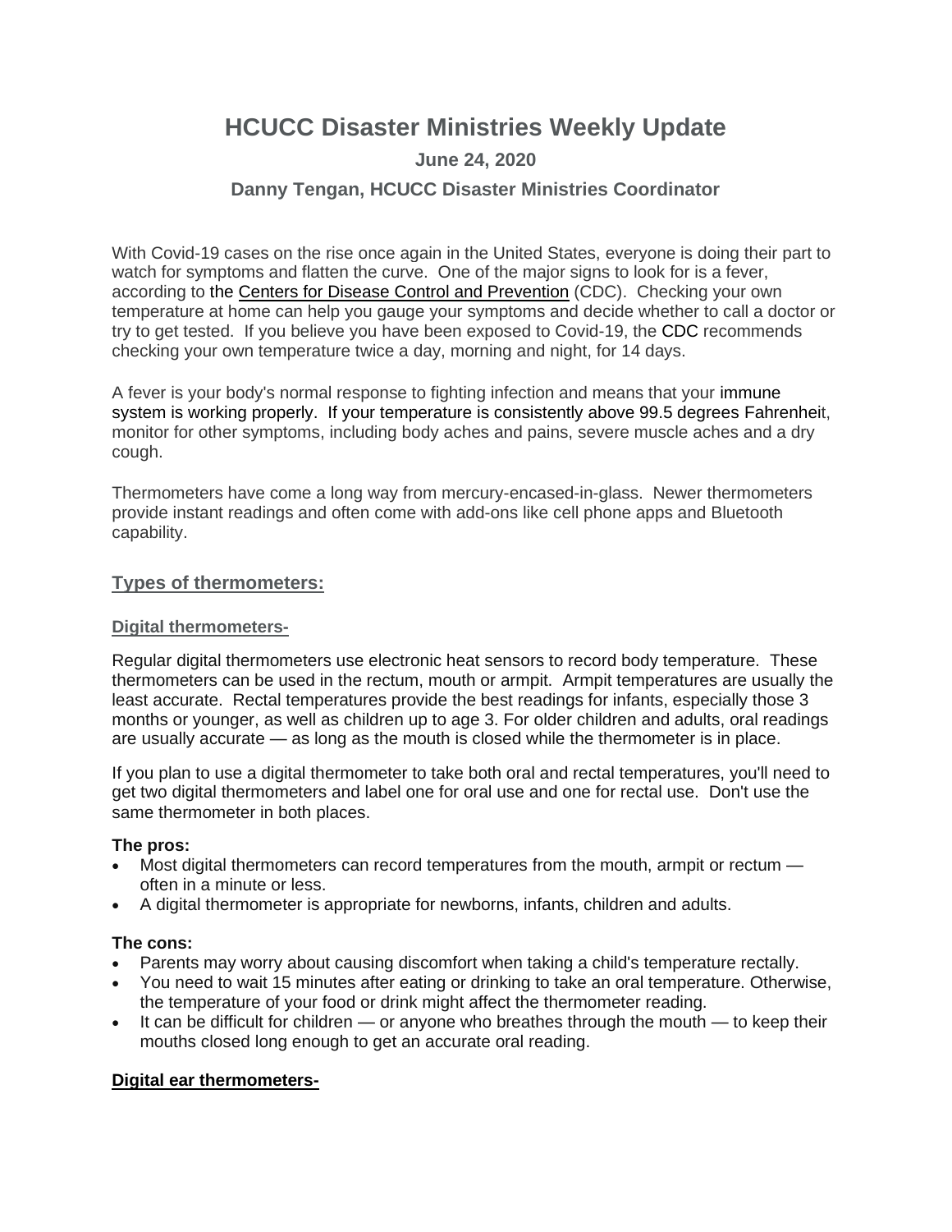# HCUCC Disaster Ministries Weekly Update

### June 24, 2020

### Danny Tengan, HCUCC Disaster Ministries Coordinator

With Covid-19 cases on the rise once again in the United States, everyone is doing their part to watch for symptoms and flatten the curve. One of the major signs to look for is a fever, according to the Centers for Disease Control and Prevention (CDC). Checking your own temperature at home can help you gauge your symptoms and decide whether to call a doctor or try to get tested. If you believe you have been exposed to Covid-19, the CDC recommends checking your own temperature twice a day, morning and night, for 14 days.

A fever is your body's normal response to fighting infection and means that your immune system is working properly. If your temperature is consistently above 99.5 degrees Fahrenheit, monitor for other symptoms, including body aches and pains, severe muscle aches and a dry cough.

Thermometers have come a long way from mercury-encased-in-glass. Newer thermometers provide instant readings and often come with add-ons like cell phone apps and Bluetooth capability.

## Types of thermometers:

### Digital thermometers-

Regular digital thermometers use electronic heat sensors to record body temperature. These thermometers can be used in the rectum, mouth or armpit. Armpit temperatures are usually the least accurate. Rectal temperatures provide the best readings for infants, especially those 3 months or younger, as well as children up to age 3. For older children and adults, oral readings are usually accurate — as long as the mouth is closed while the thermometer is in place.

If you plan to use a digital thermometer to take both oral and rectal temperatures, you'll need to get two digital thermometers and label one for oral use and one for rectal use. Don't use the same thermometer in both places.

**The pros:**

- Most digital thermometers can record temperatures from the mouth, armpit or rectum — often in a minute or less.
- A digital thermometer is appropriate for newborns, infants, children and adults.

**The cons:**

- Parents may worry about causing discomfort when taking a child's temperature rectally.
- You need to wait 15 minutes after eating or drinking to take an oral temperature. Otherwise, the temperature of your food or drink might affect the thermometer reading.
- It can be difficult for children — or anyone who breathes through the mouth — to keep their mouths closed long enough to get an accurate oral reading.

### Digital ear thermometers-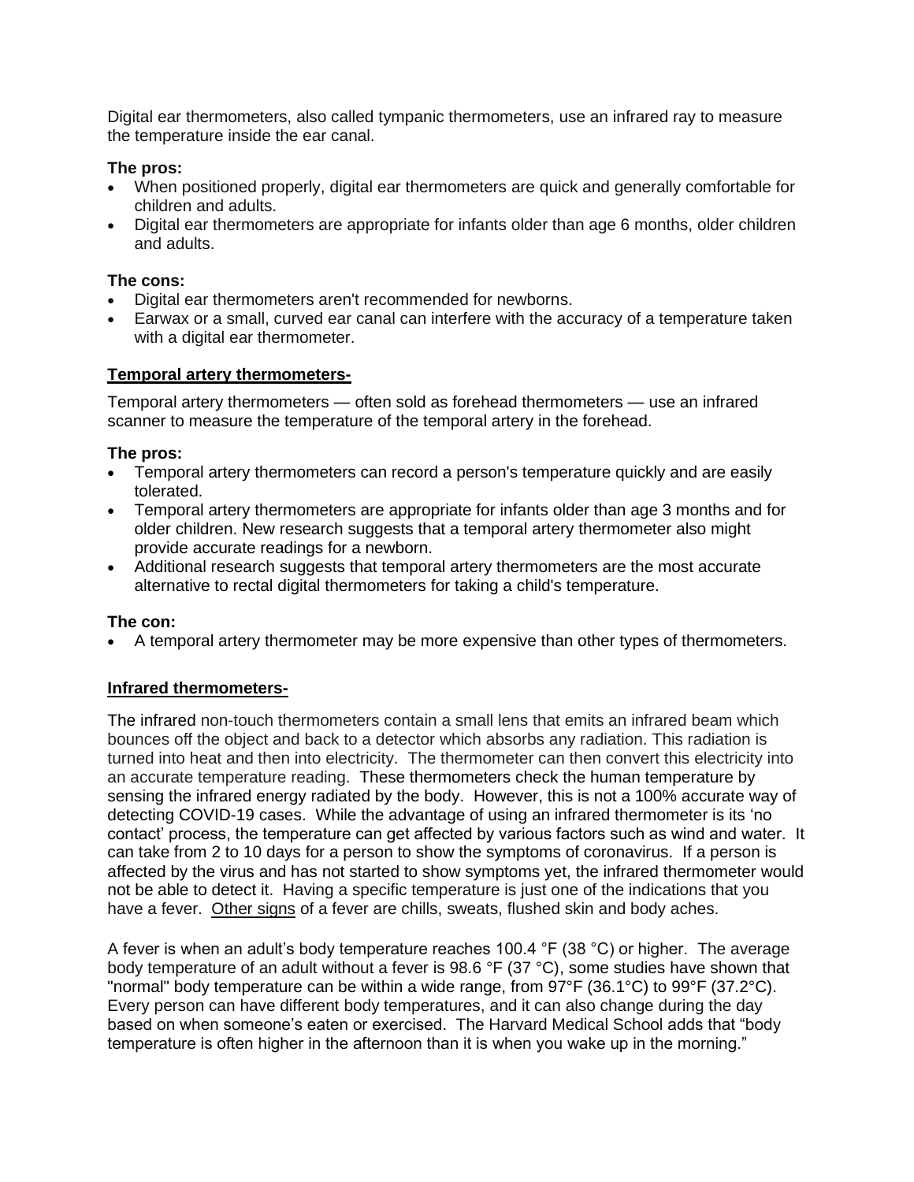Digital ear thermometers, also called tympanic thermometers, use an infrared ray to measure the temperature inside the ear canal.

**The pros:**

- When positioned properly, digital ear thermometers are quick and generally comfortable for children and adults.
- Digital ear thermometers are appropriate for infants older than age 6 months, older children and adults.

**The cons:**

- Digital ear thermometers aren't recommended for newborns.
- Earwax or a small, curved ear canal can interfere with the accuracy of a temperature taken with a digital ear thermometer.

**<u>Temporal artery thermometers-</u>**

Temporal artery thermometers — often sold as forehead thermometers — use an infrared scanner to measure the temperature of the temporal artery in the forehead.

**The pros:**

- Temporal artery thermometers can record a person's temperature quickly and are easily tolerated.
- Temporal artery thermometers are appropriate for infants older than age 3 months and for older children. New research suggests that a temporal artery thermometer also might provide accurate readings for a newborn.
- Additional research suggests that temporal artery thermometers are the most accurate alternative to rectal digital thermometers for taking a child's temperature.

**The con:**

- A temporal artery thermometer may be more expensive than other types of thermometers.

**<u>Infrared thermometers-</u>**

The infrared non-touch thermometers contain a small lens that emits an infrared beam which bounces off the object and back to a detector which absorbs any radiation. This radiation is turned into heat and then into electricity. The thermometer can then convert this electricity into an accurate temperature reading. These thermometers check the human temperature by sensing the infrared energy radiated by the body. However, this is not a 100% accurate way of detecting COVID-19 cases. While the advantage of using an infrared thermometer is its 'no contact' process, the temperature can get affected by various factors such as wind and water. It can take from 2 to 10 days for a person to show the symptoms of coronavirus. If a person is affected by the virus and has not started to show symptoms yet, the infrared thermometer would not be able to detect it. Having a specific temperature is just one of the indications that you have a fever. <u>Other signs</u> of a fever are chills, sweats, flushed skin and body aches.

A fever is when an adult's body temperature reaches 100.4 °F (38 °C) or higher. The average body temperature of an adult without a fever is 98.6 °F (37 °C), some studies have shown that "normal" body temperature can be within a wide range, from 97°F (36.1°C) to 99°F (37.2°C). Every person can have different body temperatures, and it can also change during the day based on when someone's eaten or exercised. The Harvard Medical School adds that "body temperature is often higher in the afternoon than it is when you wake up in the morning."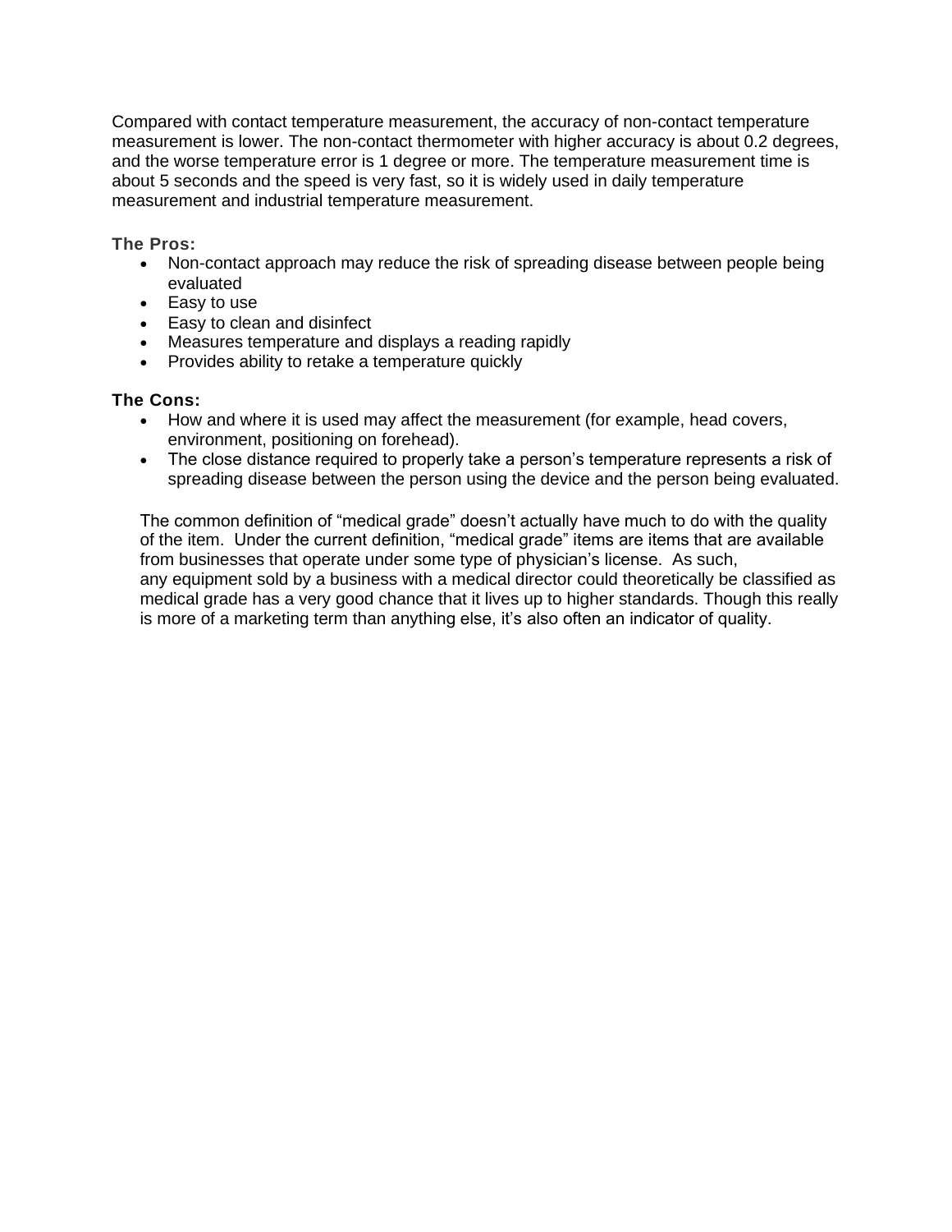Compared with contact temperature measurement, the accuracy of non-contact temperature measurement is lower. The non-contact thermometer with higher accuracy is about 0.2 degrees, and the worse temperature error is 1 degree or more. The temperature measurement time is about 5 seconds and the speed is very fast, so it is widely used in daily temperature measurement and industrial temperature measurement.

**The Pros:**

- Non-contact approach may reduce the risk of spreading disease between people being evaluated
- Easy to use
- Easy to clean and disinfect
- Measures temperature and displays a reading rapidly
- Provides ability to retake a temperature quickly

**The Cons:**

- How and where it is used may affect the measurement (for example, head covers, environment, positioning on forehead).
- The close distance required to properly take a person's temperature represents a risk of spreading disease between the person using the device and the person being evaluated.

The common definition of "medical grade" doesn't actually have much to do with the quality of the item. Under the current definition, "medical grade" items are items that are available from businesses that operate under some type of physician's license. As such, any equipment sold by a business with a medical director could theoretically be classified as medical grade has a very good chance that it lives up to higher standards. Though this really is more of a marketing term than anything else, it's also often an indicator of quality.